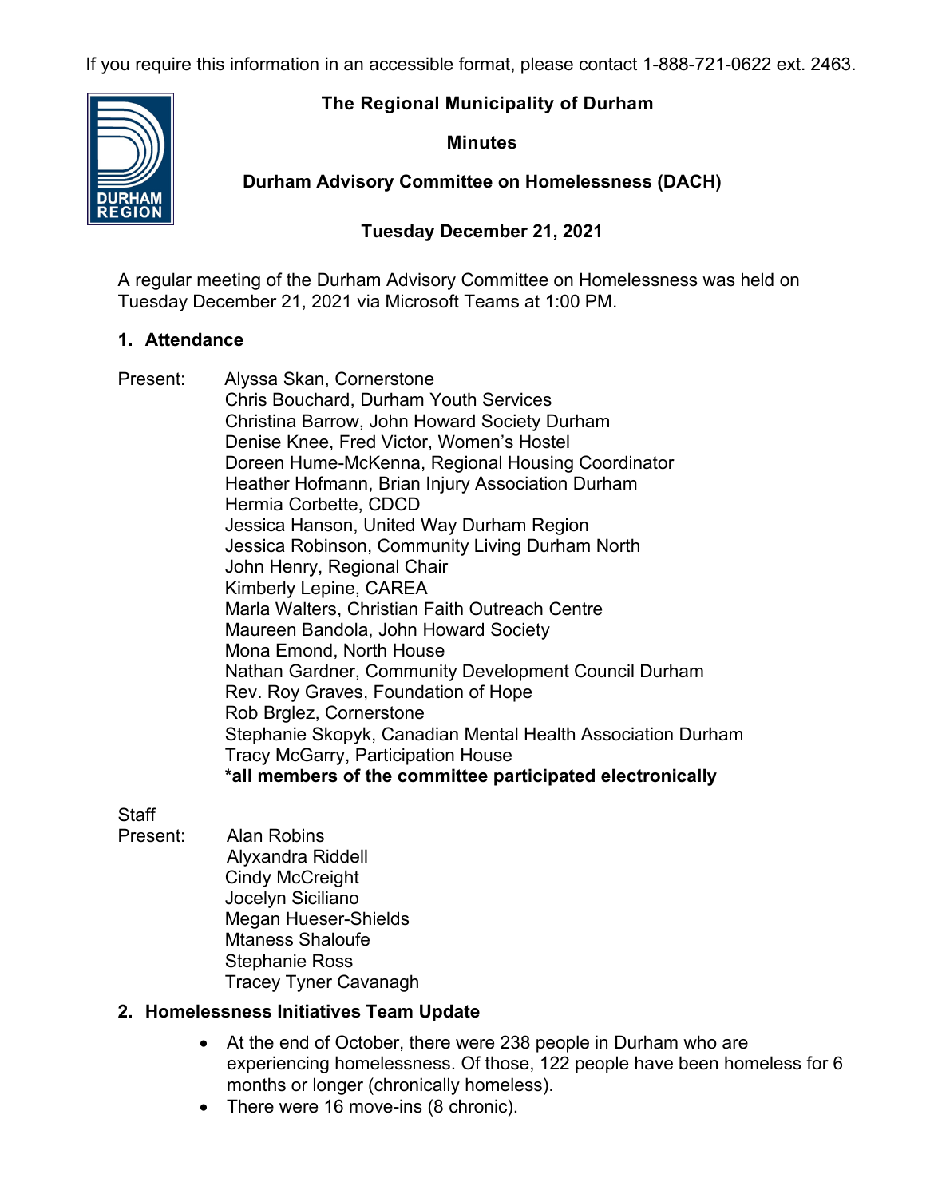If you require this information in an accessible format, please contact 1-888-721-0622 ext. 2463.

# The Regional Municipality of Durham

## Minutes

## Durham Advisory Committee on Homelessness (DACH)

## Tuesday December 21, 2021

A regular meeting of the Durham Advisory Committee on Homelessness was held on Tuesday December 21, 2021 via Microsoft Teams at 1:00 PM.

### 1. Attendance

Present:
- Alyssa Skan, Cornerstone
- Chris Bouchard, Durham Youth Services
- Christina Barrow, John Howard Society Durham
- Denise Knee, Fred Victor, Women's Hostel
- Doreen Hume-McKenna, Regional Housing Coordinator
- Heather Hofmann, Brian Injury Association Durham
- Hermia Corbette, CDCD
- Jessica Hanson, United Way Durham Region
- Jessica Robinson, Community Living Durham North
- John Henry, Regional Chair
- Kimberly Lepine, CAREA
- Marla Walters, Christian Faith Outreach Centre
- Maureen Bandola, John Howard Society
- Mona Emond, North House
- Nathan Gardner, Community Development Council Durham
- Rev. Roy Graves, Foundation of Hope
- Rob Brglez, Cornerstone
- Stephanie Skopyk, Canadian Mental Health Association Durham
- Tracy McGarry, Participation House

**\*all members of the committee participated electronically**

Staff Present:
- Alan Robins
- Alyxandra Riddell
- Cindy McCreight
- Jocelyn Siciliano
- Megan Hueser-Shields
- Mtaness Shaloufe
- Stephanie Ross
- Tracey Tyner Cavanagh

### 2. Homelessness Initiatives Team Update

- At the end of October, there were 238 people in Durham who are experiencing homelessness. Of those, 122 people have been homeless for 6 months or longer (chronically homeless).
- There were 16 move-ins (8 chronic).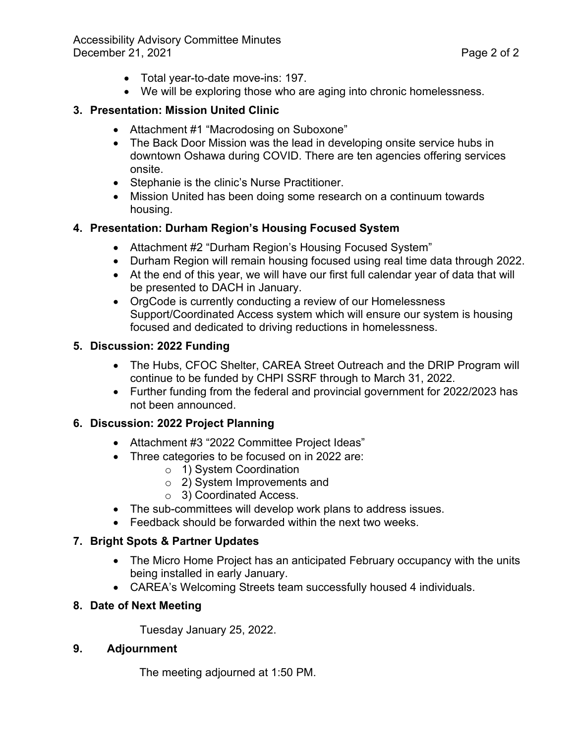- Total year-to-date move-ins: 197.
- We will be exploring those who are aging into chronic homelessness.

## 3. Presentation: Mission United Clinic

- Attachment #1 "Macrodosing on Suboxone"
- The Back Door Mission was the lead in developing onsite service hubs in downtown Oshawa during COVID. There are ten agencies offering services onsite.
- Stephanie is the clinic's Nurse Practitioner.
- Mission United has been doing some research on a continuum towards housing.

## 4. Presentation: Durham Region's Housing Focused System

- Attachment #2 "Durham Region's Housing Focused System"
- Durham Region will remain housing focused using real time data through 2022.
- At the end of this year, we will have our first full calendar year of data that will be presented to DACH in January.
- OrgCode is currently conducting a review of our Homelessness Support/Coordinated Access system which will ensure our system is housing focused and dedicated to driving reductions in homelessness.

## 5. Discussion: 2022 Funding

- The Hubs, CFOC Shelter, CAREA Street Outreach and the DRIP Program will continue to be funded by CHPI SSRF through to March 31, 2022.
- Further funding from the federal and provincial government for 2022/2023 has not been announced.

## 6. Discussion: 2022 Project Planning

- Attachment #3 "2022 Committee Project Ideas"
- Three categories to be focused on in 2022 are:
  - 1) System Coordination
  - 2) System Improvements and
  - 3) Coordinated Access.
- The sub-committees will develop work plans to address issues.
- Feedback should be forwarded within the next two weeks.

## 7. Bright Spots & Partner Updates

- The Micro Home Project has an anticipated February occupancy with the units being installed in early January.
- CAREA's Welcoming Streets team successfully housed 4 individuals.

## 8. Date of Next Meeting

Tuesday January 25, 2022.

## 9. Adjournment

The meeting adjourned at 1:50 PM.